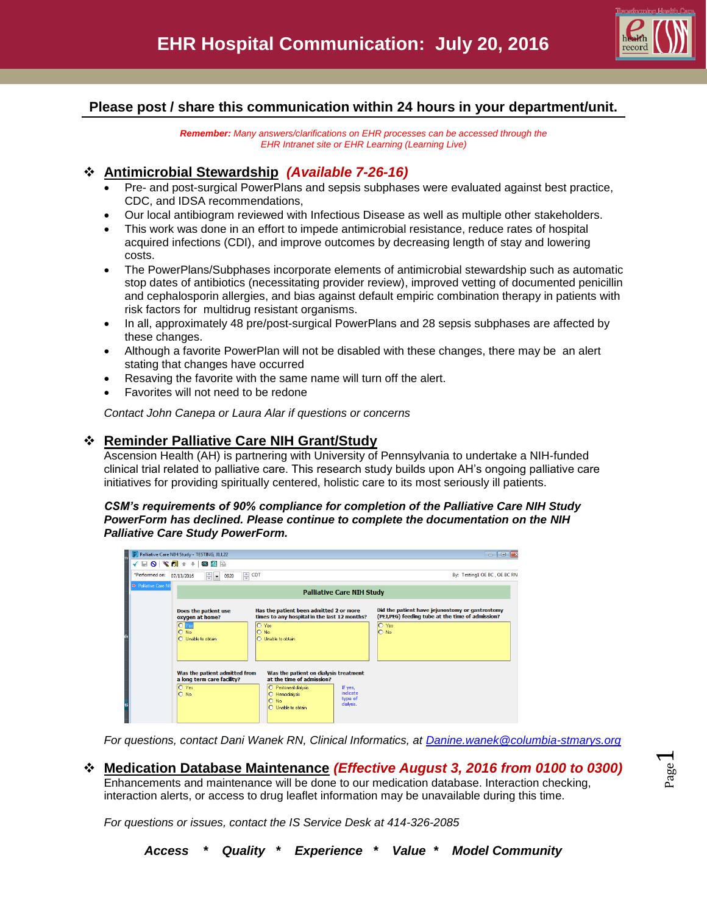# EHR Hospital Communication: July 20, 2016

**Please post / share this communication within 24 hours in your department/unit.**

***Remember:*** *Many answers/clarifications on EHR processes can be accessed through the EHR Intranet site or EHR Learning (Learning Live)*

## ❖ Antimicrobial Stewardship *(Available 7-26-16)*

- Pre- and post-surgical PowerPlans and sepsis subphases were evaluated against best practice, CDC, and IDSA recommendations,
- Our local antibiogram reviewed with Infectious Disease as well as multiple other stakeholders.
- This work was done in an effort to impede antimicrobial resistance, reduce rates of hospital acquired infections (CDI), and improve outcomes by decreasing length of stay and lowering costs.
- The PowerPlans/Subphases incorporate elements of antimicrobial stewardship such as automatic stop dates of antibiotics (necessitating provider review), improved vetting of documented penicillin and cephalosporin allergies, and bias against default empiric combination therapy in patients with risk factors for multidrug resistant organisms.
- In all, approximately 48 pre/post-surgical PowerPlans and 28 sepsis subphases are affected by these changes.
- Although a favorite PowerPlan will not be disabled with these changes, there may be an alert stating that changes have occurred
- Resaving the favorite with the same name will turn off the alert.
- Favorites will not need to be redone

*Contact John Canepa or Laura Alar if questions or concerns*

## ❖ Reminder Palliative Care NIH Grant/Study

Ascension Health (AH) is partnering with University of Pennsylvania to undertake a NIH-funded clinical trial related to palliative care. This research study builds upon AH's ongoing palliative care initiatives for providing spiritually centered, holistic care to its most seriously ill patients.

***CSM's requirements of 90% compliance for completion of the Palliative Care NIH Study PowerForm has declined. Please continue to complete the documentation on the NIH Palliative Care Study PowerForm.***

*For questions, contact Dani Wanek RN, Clinical Informatics, at Danine.wanek@columbia-stmarys.org*

## ❖ Medication Database Maintenance *(Effective August 3, 2016 from 0100 to 0300)*

Enhancements and maintenance will be done to our medication database. Interaction checking, interaction alerts, or access to drug leaflet information may be unavailable during this time.

*For questions or issues, contact the IS Service Desk at 414-326-2085*

***Access * Quality * Experience * Value * Model Community***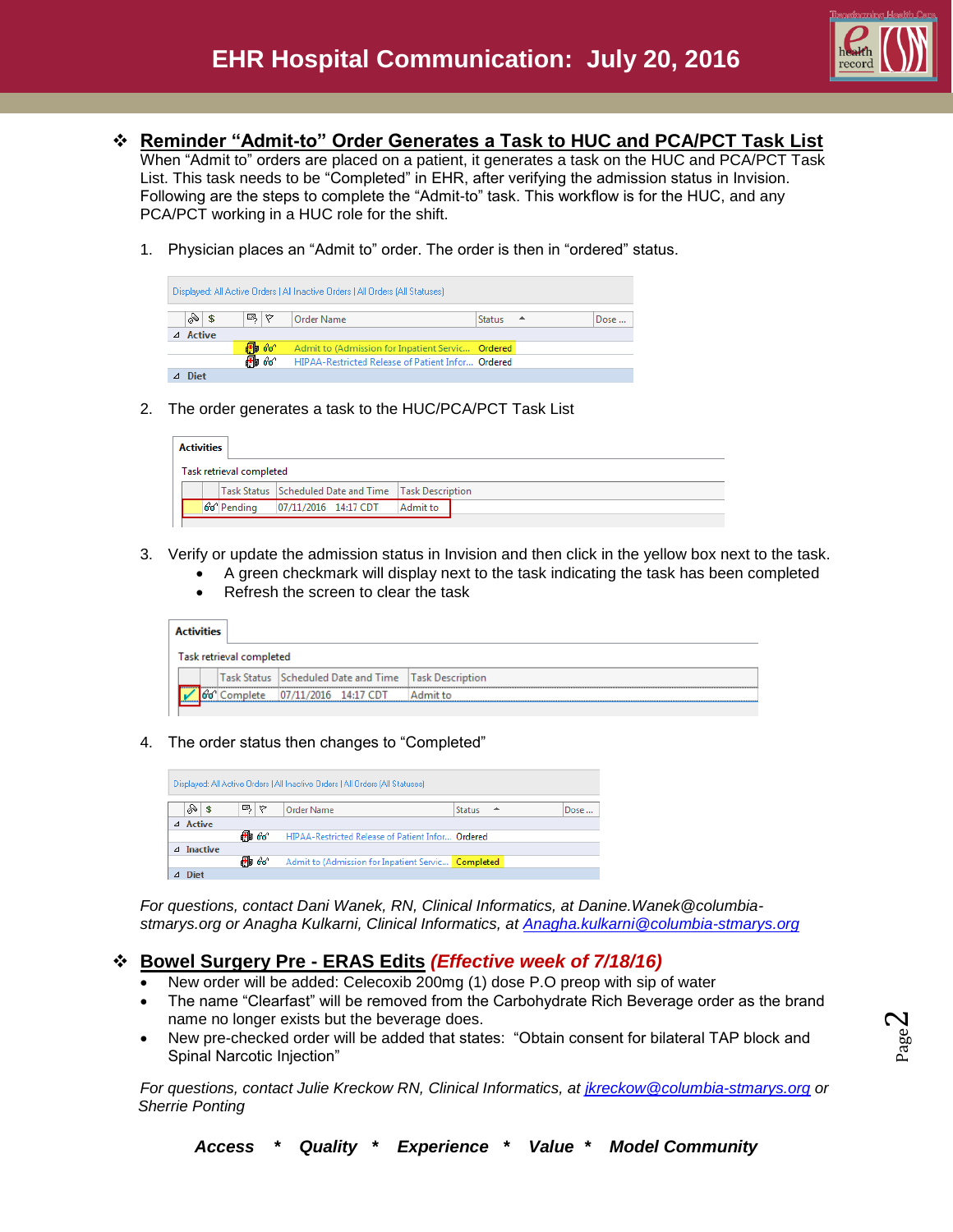# EHR Hospital Communication: July 20, 2016

## Reminder "Admit-to" Order Generates a Task to HUC and PCA/PCT Task List

When "Admit to" orders are placed on a patient, it generates a task on the HUC and PCA/PCT Task List. This task needs to be "Completed" in EHR, after verifying the admission status in Invision. Following are the steps to complete the "Admit-to" task. This workflow is for the HUC, and any PCA/PCT working in a HUC role for the shift.

1. Physician places an "Admit to" order. The order is then in "ordered" status.

Displayed: All Active Orders | All Inactive Orders | All Orders (All Statuses)

| | $ | | | Order Name | Status | Dose ... |
|---|---|---|---|---|---|---|
| Active | | | | | | |
| | | | | Admit to (Admission for Inpatient Servic... | Ordered | |
| | | | | HIPAA-Restricted Release of Patient Infor... | Ordered | |
| Diet | | | | | | |

2. The order generates a task to the HUC/PCA/PCT Task List

Activities

Task retrieval completed

| | Task Status | Scheduled Date and Time | Task Description |
|---|---|---|---|
| | Pending | 07/11/2016 14:17 CDT | Admit to |

3. Verify or update the admission status in Invision and then click in the yellow box next to the task.
   - A green checkmark will display next to the task indicating the task has been completed
   - Refresh the screen to clear the task

Activities

Task retrieval completed

| | Task Status | Scheduled Date and Time | Task Description |
|---|---|---|---|
| ✓ | Complete | 07/11/2016 14:17 CDT | Admit to |

4. The order status then changes to "Completed"

Displayed: All Active Orders | All Inactive Orders | All Orders (All Statuses)

| | $ | | | Order Name | Status | Dose ... |
|---|---|---|---|---|---|---|
| Active | | | | | | |
| | | | | HIPAA-Restricted Release of Patient Infor... | Ordered | |
| Inactive | | | | | | |
| | | | | Admit to (Admission for Inpatient Servic... | Completed | |
| Diet | | | | | | |

*For questions, contact Dani Wanek, RN, Clinical Informatics, at Danine.Wanek@columbia-stmarys.org or Anagha Kulkarni, Clinical Informatics, at Anagha.kulkarni@columbia-stmarys.org*

## Bowel Surgery Pre - ERAS Edits *(Effective week of 7/18/16)*

- New order will be added: Celecoxib 200mg (1) dose P.O preop with sip of water
- The name "Clearfast" will be removed from the Carbohydrate Rich Beverage order as the brand name no longer exists but the beverage does.
- New pre-checked order will be added that states: "Obtain consent for bilateral TAP block and Spinal Narcotic Injection"

*For questions, contact Julie Kreckow RN, Clinical Informatics, at jkreckow@columbia-stmarys.org or Sherrie Ponting*

***Access * Quality * Experience * Value * Model Community***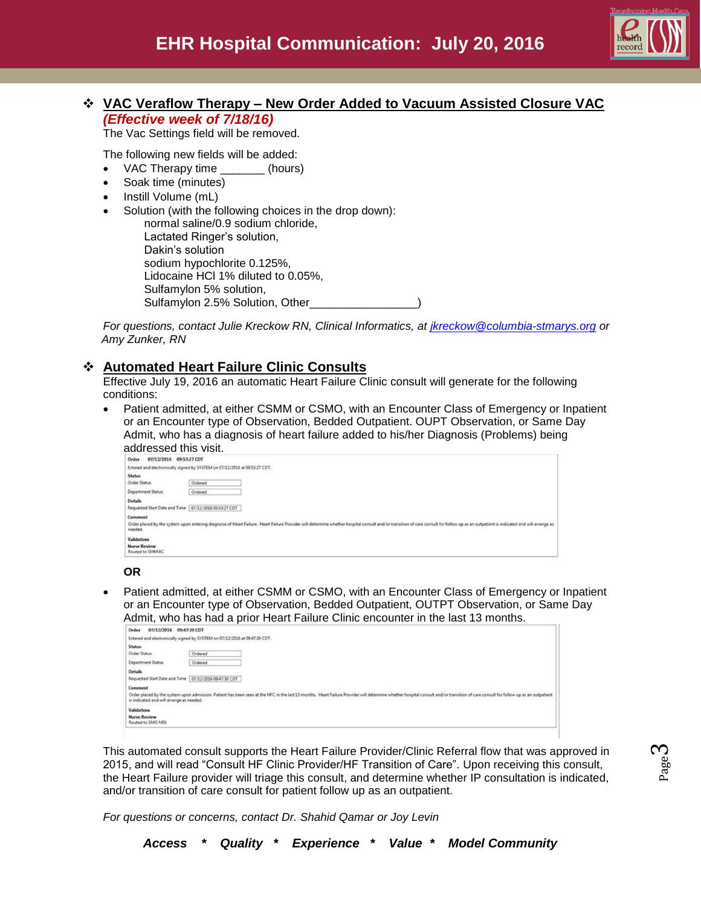# EHR Hospital Communication: July 20, 2016

## VAC Veraflow Therapy – New Order Added to Vacuum Assisted Closure VAC

***(Effective week of 7/18/16)***

The Vac Settings field will be removed.

The following new fields will be added:

- VAC Therapy time _______ (hours)
- Soak time (minutes)
- Instill Volume (mL)
- Solution (with the following choices in the drop down):
  normal saline/0.9 sodium chloride,
  Lactated Ringer's solution,
  Dakin's solution
  sodium hypochlorite 0.125%,
  Lidocaine HCl 1% diluted to 0.05%,
  Sulfamylon 5% solution,
  Sulfamylon 2.5% Solution, Other________________)

*For questions, contact Julie Kreckow RN, Clinical Informatics, at jkreckow@columbia-stmarys.org or Amy Zunker, RN*

## Automated Heart Failure Clinic Consults

Effective July 19, 2016 an automatic Heart Failure Clinic consult will generate for the following conditions:

- Patient admitted, at either CSMM or CSMO, with an Encounter Class of Emergency or Inpatient or an Encounter type of Observation, Bedded Outpatient. OUPT Observation, or Same Day Admit, who has a diagnosis of heart failure added to his/her Diagnosis (Problems) being addressed this visit.

Order 07/12/2016 09:53:27 CDT
Entered and electronically signed by SYSTEM on 07/12/2016 at 09:53:27 CDT.
Status
Order Status: Ordered
Department Status: Ordered
Details
Requested Start Date and Time: 07/12/2016 09:53:27 CDT
Comment
Order placed by the system upon entering diagnosis of Heart Failure. Heart Failure Provider will determine whether hospital consult and/or transition of care consult for follow up as an outpatient is indicated and will arrange as needed.
Validations
Nurse Review
Routed to SMM 8C

**OR**

- Patient admitted, at either CSMM or CSMO, with an Encounter Class of Emergency or Inpatient or an Encounter type of Observation, Bedded Outpatient, OUTPT Observation, or Same Day Admit, who has had a prior Heart Failure Clinic encounter in the last 13 months.

Order 07/12/2016 09:47:30 CDT
Entered and electronically signed by SYSTEM on 07/12/2016 at 09:47:30 CDT.
Status
Order Status: Ordered
Department Status: Ordered
Details
Requested Start Date and Time: 07/12/2016 09:47:30 CDT
Comment
Order placed by the system upon admission. Patient has been seen at the HFC in the last 13 months. Heart Failure Provider will determine whether hospital consult and/or transition of care consult for follow up as an outpatient is indicated and will arrange as needed.
Validations
Nurse Review
Routed to SMO MS1

This automated consult supports the Heart Failure Provider/Clinic Referral flow that was approved in 2015, and will read "Consult HF Clinic Provider/HF Transition of Care". Upon receiving this consult, the Heart Failure provider will triage this consult, and determine whether IP consultation is indicated, and/or transition of care consult for patient follow up as an outpatient.

*For questions or concerns, contact Dr. Shahid Qamar or Joy Levin*

***Access * Quality * Experience * Value * Model Community***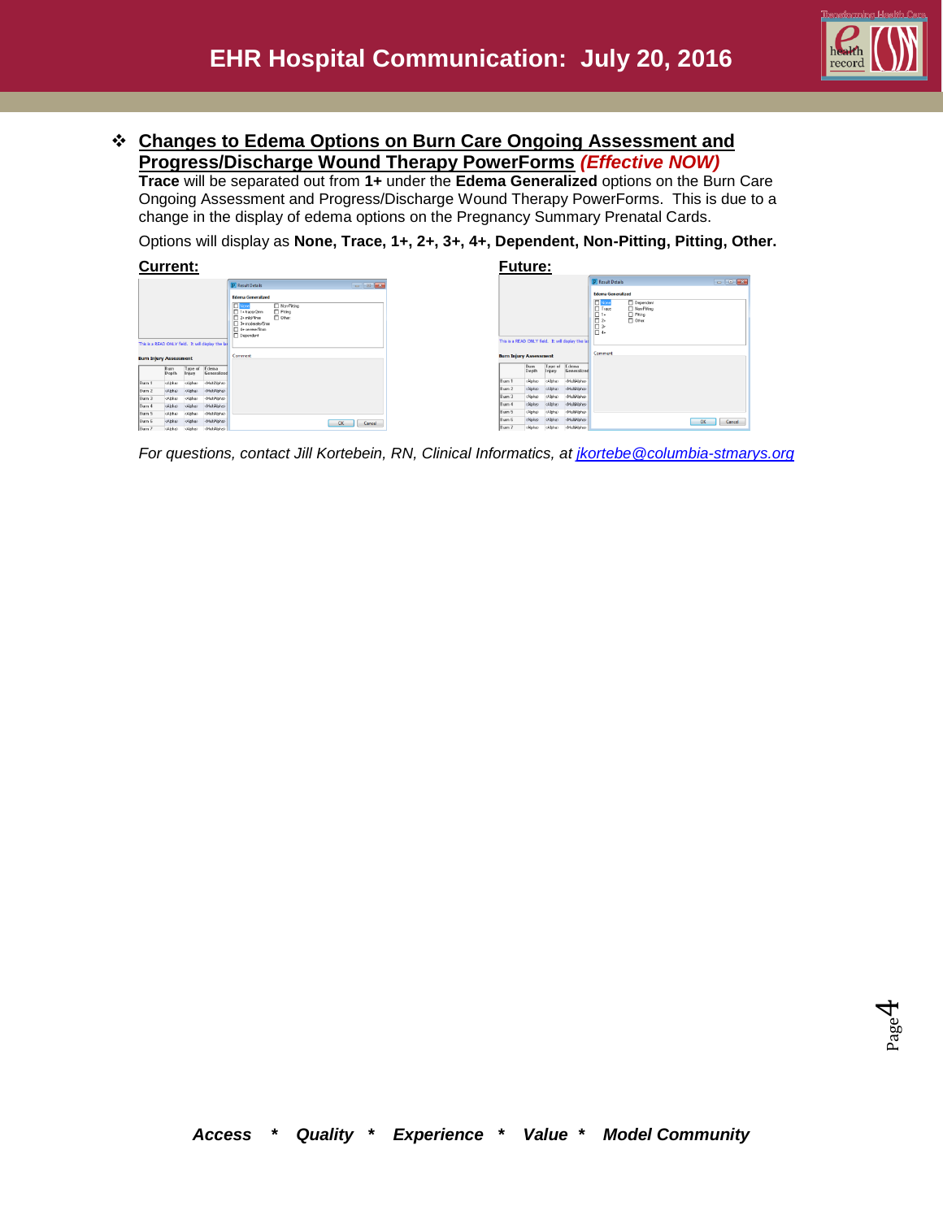# EHR Hospital Communication: July 20, 2016

## Changes to Edema Options on Burn Care Ongoing Assessment and Progress/Discharge Wound Therapy PowerForms *(Effective NOW)*

**Trace** will be separated out from **1+** under the **Edema Generalized** options on the Burn Care Ongoing Assessment and Progress/Discharge Wound Therapy PowerForms. This is due to a change in the display of edema options on the Pregnancy Summary Prenatal Cards.

Options will display as **None, Trace, 1+, 2+, 3+, 4+, Dependent, Non-Pitting, Pitting, Other.**

**Current:**

**Future:**

*For questions, contact Jill Kortebein, RN, Clinical Informatics, at jkortebe@columbia-stmarys.org*

***Access * Quality * Experience * Value * Model Community***